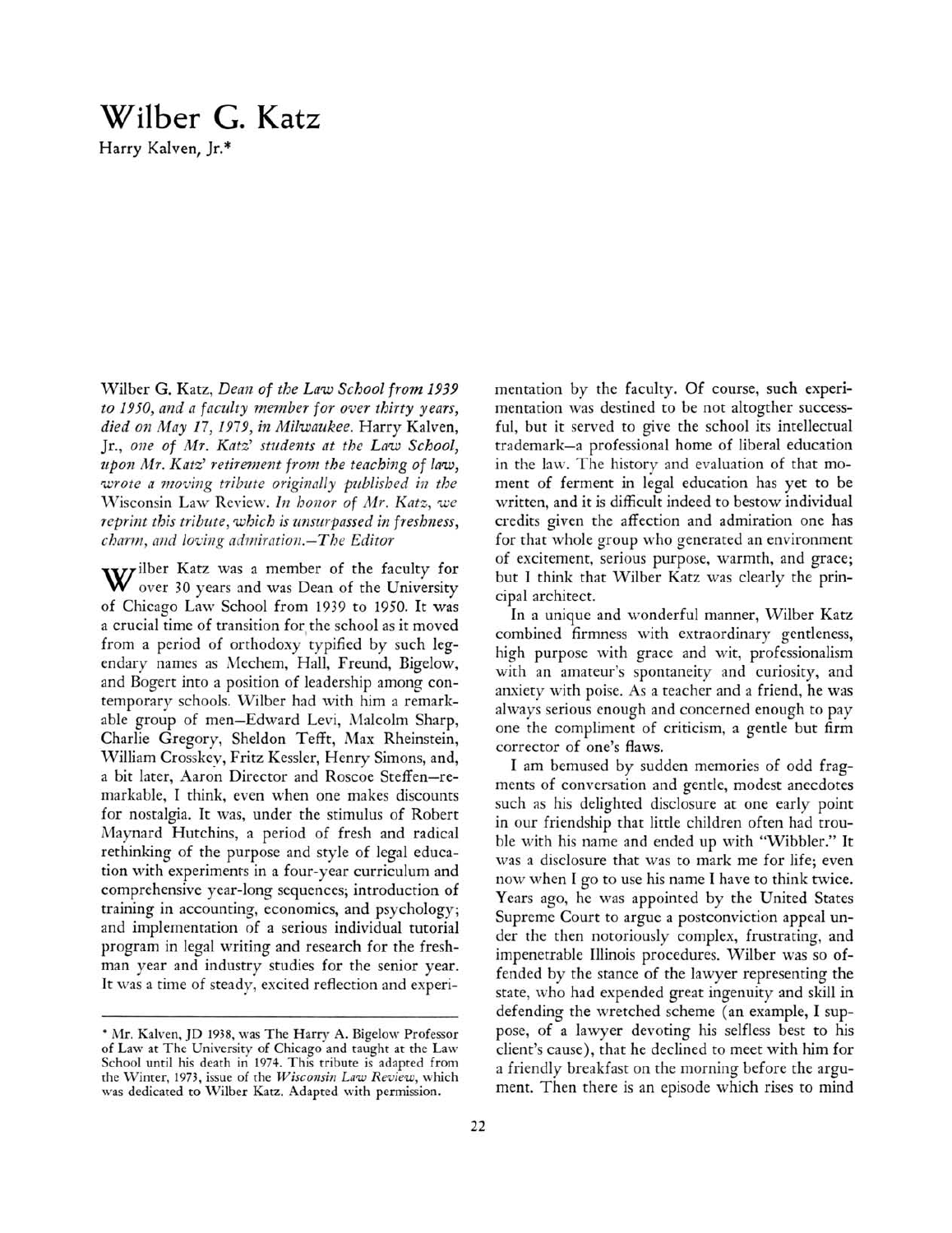# Wilber G. Katz

Harry Kalven, Jr.*

Wilber G. Katz, *Dean of the Law School from 1939 to 1950, and a faculty member for over thirty years, died on May 17, 1979, in Milwaukee.* Harry Kalven, Jr., *one of Mr. Katz' students at the Law School, upon Mr. Katz' retirement from the teaching of law, wrote a moving tribute originally published in the* Wisconsin Law Review. *In honor of Mr. Katz, we reprint this tribute, which is unsurpassed in freshness, charm, and loving admiration.—The Editor*

Wilber Katz was a member of the faculty for over 30 years and was Dean of the University of Chicago Law School from 1939 to 1950. It was a crucial time of transition for the school as it moved from a period of orthodoxy typified by such legendary names as Mechem, Hall, Freund, Bigelow, and Bogert into a position of leadership among contemporary schools. Wilber had with him a remarkable group of men—Edward Levi, Malcolm Sharp, Charlie Gregory, Sheldon Tefft, Max Rheinstein, William Crosskey, Fritz Kessler, Henry Simons, and, a bit later, Aaron Director and Roscoe Steffen—remarkable, I think, even when one makes discounts for nostalgia. It was, under the stimulus of Robert Maynard Hutchins, a period of fresh and radical rethinking of the purpose and style of legal education with experiments in a four-year curriculum and comprehensive year-long sequences; introduction of training in accounting, economics, and psychology; and implementation of a serious individual tutorial program in legal writing and research for the freshman year and industry studies for the senior year. It was a time of steady, excited reflection and experimentation by the faculty. Of course, such experimentation was destined to be not altogther successful, but it served to give the school its intellectual trademark—a professional home of liberal education in the law. The history and evaluation of that moment of ferment in legal education has yet to be written, and it is difficult indeed to bestow individual credits given the affection and admiration one has for that whole group who generated an environment of excitement, serious purpose, warmth, and grace; but I think that Wilber Katz was clearly the principal architect.

In a unique and wonderful manner, Wilber Katz combined firmness with extraordinary gentleness, high purpose with grace and wit, professionalism with an amateur's spontaneity and curiosity, and anxiety with poise. As a teacher and a friend, he was always serious enough and concerned enough to pay one the compliment of criticism, a gentle but firm corrector of one's flaws.

I am bemused by sudden memories of odd fragments of conversation and gentle, modest anecdotes such as his delighted disclosure at one early point in our friendship that little children often had trouble with his name and ended up with "Wibbler." It was a disclosure that was to mark me for life; even now when I go to use his name I have to think twice. Years ago, he was appointed by the United States Supreme Court to argue a postconviction appeal under the then notoriously complex, frustrating, and impenetrable Illinois procedures. Wilber was so offended by the stance of the lawyer representing the state, who had expended great ingenuity and skill in defending the wretched scheme (an example, I suppose, of a lawyer devoting his selfless best to his client's cause), that he declined to meet with him for a friendly breakfast on the morning before the argument. Then there is an episode which rises to mind

---

* Mr. Kalven, JD 1938, was The Harry A. Bigelow Professor of Law at The University of Chicago and taught at the Law School until his death in 1974. This tribute is adapted from the Winter, 1973, issue of the *Wisconsin Law Review*, which was dedicated to Wilber Katz. Adapted with permission.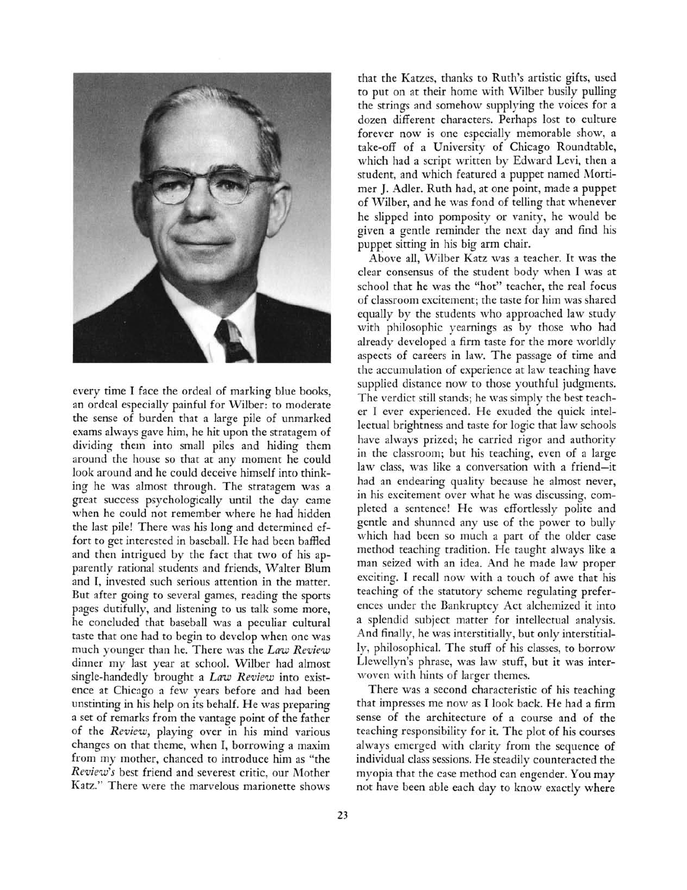every time I face the ordeal of marking blue books, an ordeal especially painful for Wilber: to moderate the sense of burden that a large pile of unmarked exams always gave him, he hit upon the stratagem of dividing them into small piles and hiding them around the house so that at any moment he could look around and he could deceive himself into thinking he was almost through. The stratagem was a great success psychologically until the day came when he could not remember where he had hidden the last pile! There was his long and determined effort to get interested in baseball. He had been baffled and then intrigued by the fact that two of his apparently rational students and friends, Walter Blum and I, invested such serious attention in the matter. But after going to several games, reading the sports pages dutifully, and listening to us talk some more, he concluded that baseball was a peculiar cultural taste that one had to begin to develop when one was much younger than he. There was the *Law Review* dinner my last year at school. Wilber had almost single-handedly brought a *Law Review* into existence at Chicago a few years before and had been unstinting in his help on its behalf. He was preparing a set of remarks from the vantage point of the father of the *Review*, playing over in his mind various changes on that theme, when I, borrowing a maxim from my mother, chanced to introduce him as "the *Review's* best friend and severest critic, our Mother Katz." There were the marvelous marionette shows that the Katzes, thanks to Ruth's artistic gifts, used to put on at their home with Wilber busily pulling the strings and somehow supplying the voices for a dozen different characters. Perhaps lost to culture forever now is one especially memorable show, a take-off of a University of Chicago Roundtable, which had a script written by Edward Levi, then a student, and which featured a puppet named Mortimer J. Adler. Ruth had, at one point, made a puppet of Wilber, and he was fond of telling that whenever he slipped into pomposity or vanity, he would be given a gentle reminder the next day and find his puppet sitting in his big arm chair.

Above all, Wilber Katz was a teacher. It was the clear consensus of the student body when I was at school that he was the "hot" teacher, the real focus of classroom excitement; the taste for him was shared equally by the students who approached law study with philosophic yearnings as by those who had already developed a firm taste for the more worldly aspects of careers in law. The passage of time and the accumulation of experience at law teaching have supplied distance now to those youthful judgments. The verdict still stands; he was simply the best teacher I ever experienced. He exuded the quick intellectual brightness and taste for logic that law schools have always prized; he carried rigor and authority in the classroom; but his teaching, even of a large law class, was like a conversation with a friend—it had an endearing quality because he almost never, in his excitement over what he was discussing, completed a sentence! He was effortlessly polite and gentle and shunned any use of the power to bully which had been so much a part of the older case method teaching tradition. He taught always like a man seized with an idea. And he made law proper exciting. I recall now with a touch of awe that his teaching of the statutory scheme regulating preferences under the Bankruptcy Act alchemized it into a splendid subject matter for intellectual analysis. And finally, he was interstitially, but only interstitially, philosophical. The stuff of his classes, to borrow Llewellyn's phrase, was law stuff, but it was interwoven with hints of larger themes.

There was a second characteristic of his teaching that impresses me now as I look back. He had a firm sense of the architecture of a course and of the teaching responsibility for it. The plot of his courses always emerged with clarity from the sequence of individual class sessions. He steadily counteracted the myopia that the case method can engender. You may not have been able each day to know exactly where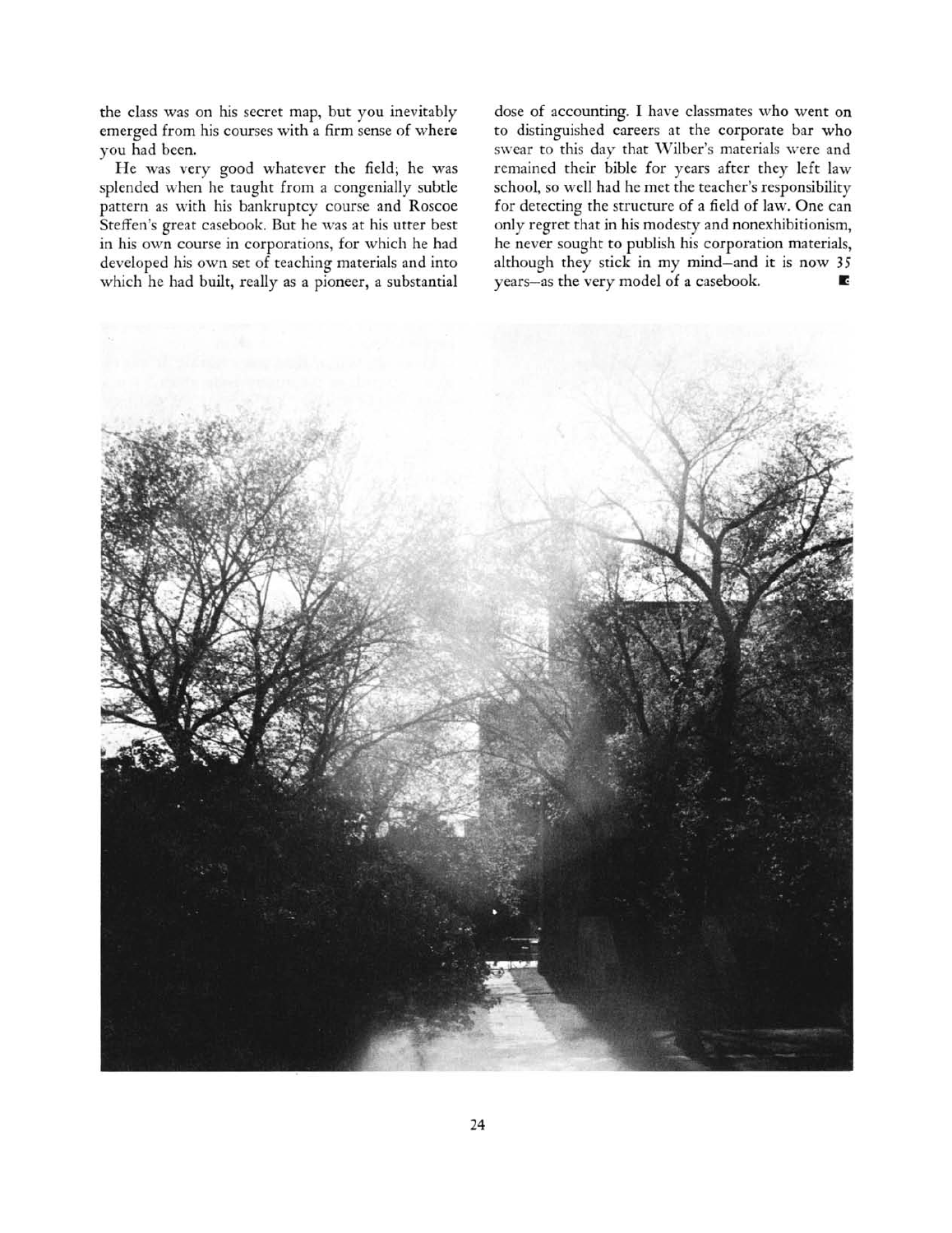the class was on his secret map, but you inevitably emerged from his courses with a firm sense of where you had been.

He was very good whatever the field; he was splended when he taught from a congenially subtle pattern as with his bankruptcy course and Roscoe Steffen's great casebook. But he was at his utter best in his own course in corporations, for which he had developed his own set of teaching materials and into which he had built, really as a pioneer, a substantial dose of accounting. I have classmates who went on to distinguished careers at the corporate bar who swear to this day that Wilber's materials were and remained their bible for years after they left law school, so well had he met the teacher's responsibility for detecting the structure of a field of law. One can only regret that in his modesty and nonexhibitionism, he never sought to publish his corporation materials, although they stick in my mind—and it is now 35 years—as the very model of a casebook.